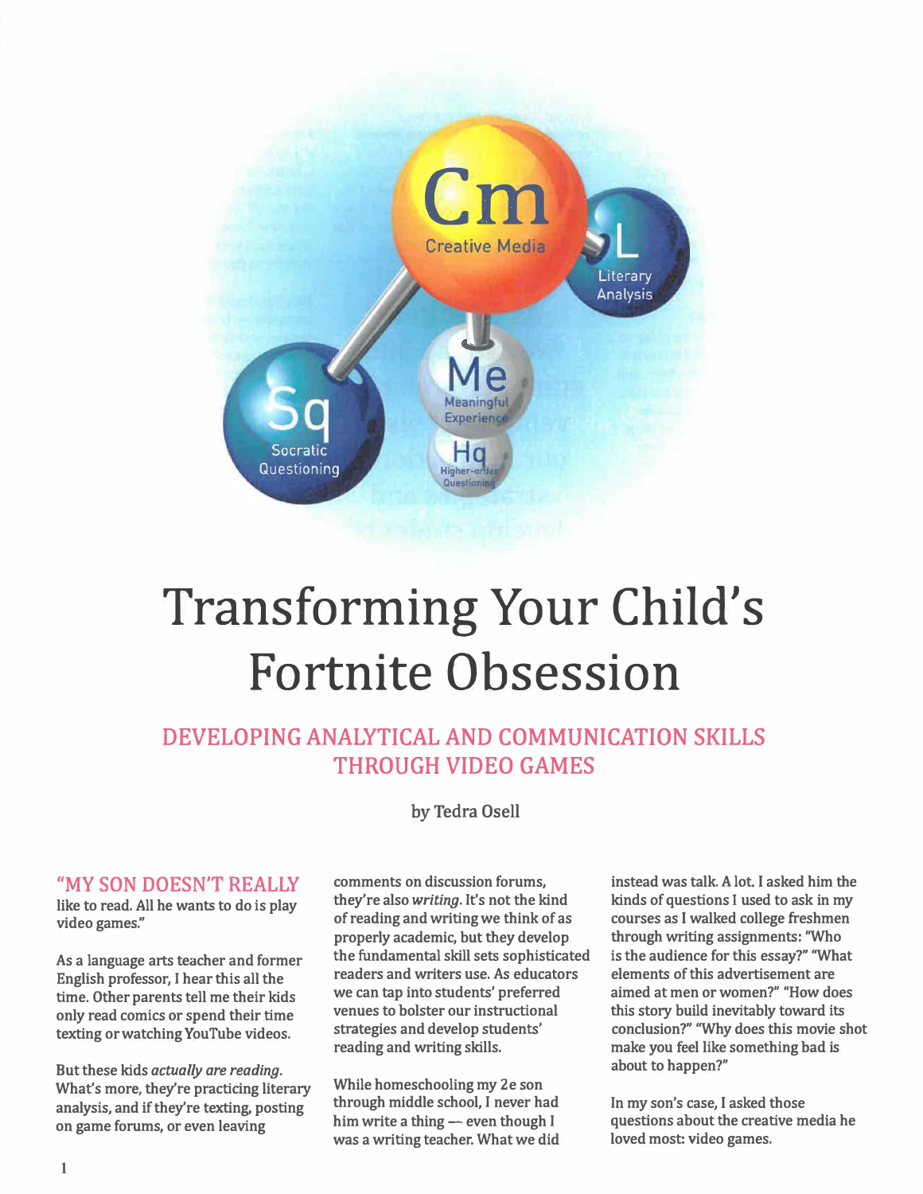# Transforming Your Child's Fortnite Obsession

## DEVELOPING ANALYTICAL AND COMMUNICATION SKILLS THROUGH VIDEO GAMES

by Tedra Osell

"MY SON DOESN'T REALLY like to read. All he wants to do is play video games."

As a language arts teacher and former English professor, I hear this all the time. Other parents tell me their kids only read comics or spend their time texting or watching YouTube videos.

But these kids *actually are reading*. What's more, they're practicing literary analysis, and if they're texting, posting on game forums, or even leaving comments on discussion forums, they're also *writing*. It's not the kind of reading and writing we think of as properly academic, but they develop the fundamental skill sets sophisticated readers and writers use. As educators we can tap into students' preferred venues to bolster our instructional strategies and develop students' reading and writing skills.

While homeschooling my 2e son through middle school, I never had him write a thing — even though I was a writing teacher. What we did instead was talk. A lot. I asked him the kinds of questions I used to ask in my courses as I walked college freshmen through writing assignments: "Who is the audience for this essay?" "What elements of this advertisement are aimed at men or women?" "How does this story build inevitably toward its conclusion?" "Why does this movie shot make you feel like something bad is about to happen?"

In my son's case, I asked those questions about the creative media he loved most: video games.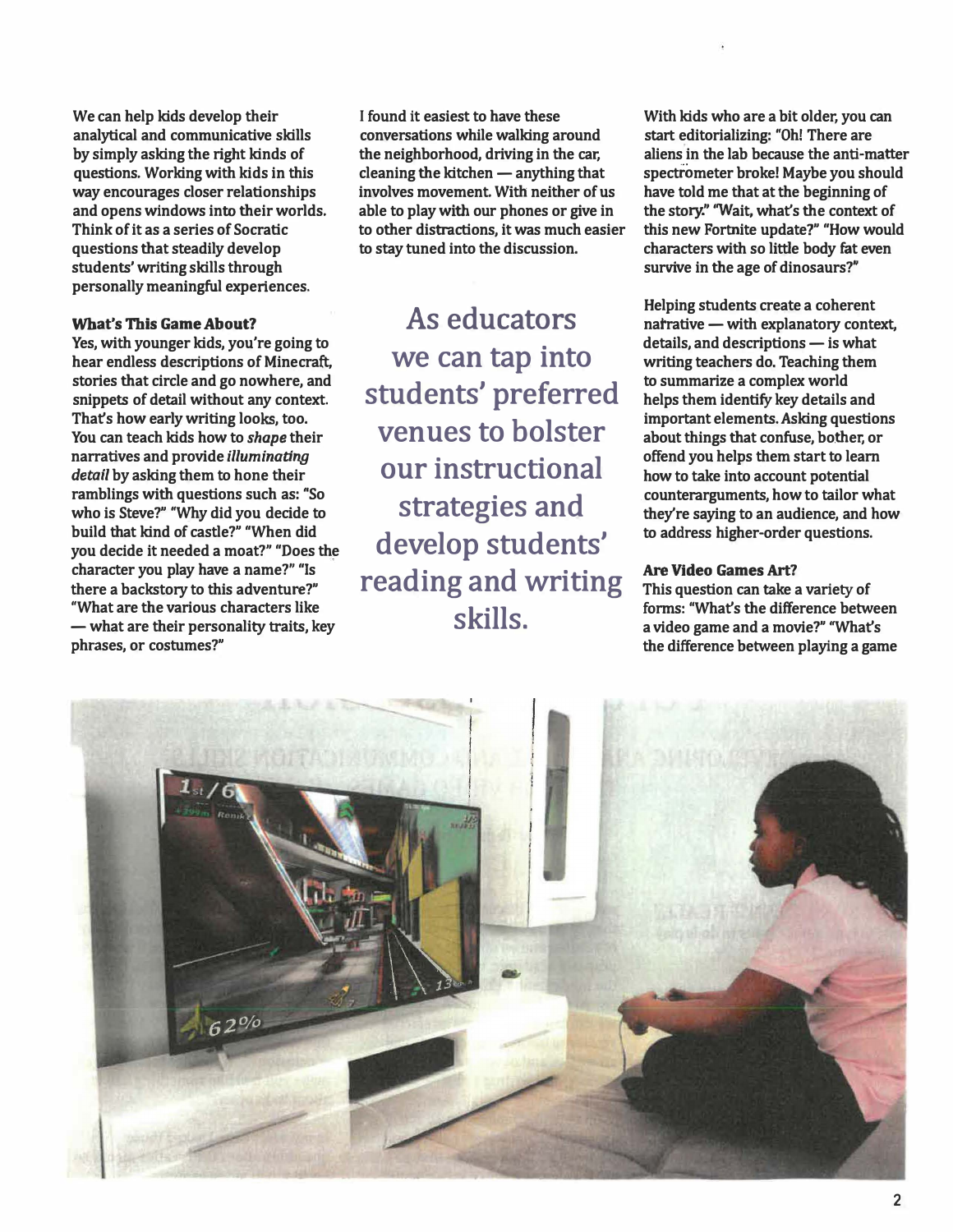We can help kids develop their analytical and communicative skills by simply asking the right kinds of questions. Working with kids in this way encourages closer relationships and opens windows into their worlds. Think of it as a series of Socratic questions that steadily develop students' writing skills through personally meaningful experiences.

### What's This Game About?

Yes, with younger kids, you're going to hear endless descriptions of Minecraft, stories that circle and go nowhere, and snippets of detail without any context. That's how early writing looks, too. You can teach kids how to *shape* their narratives and provide *illuminating detail* by asking them to hone their ramblings with questions such as: "So who is Steve?" "Why did you decide to build that kind of castle?" "When did you decide it needed a moat?" "Does the character you play have a name?" "Is there a backstory to this adventure?" "What are the various characters like — what are their personality traits, key phrases, or costumes?"

I found it easiest to have these conversations while walking around the neighborhood, driving in the car, cleaning the kitchen — anything that involves movement. With neither of us able to play with our phones or give in to other distractions, it was much easier to stay tuned into the discussion.

> As educators we can tap into students' preferred venues to bolster our instructional strategies and develop students' reading and writing skills.

With kids who are a bit older, you can start editorializing: "Oh! There are aliens in the lab because the anti-matter spectrometer broke! Maybe you should have told me that at the beginning of the story." "Wait, what's the context of this new Fortnite update?" "How would characters with so little body fat even survive in the age of dinosaurs?"

Helping students create a coherent narrative — with explanatory context, details, and descriptions — is what writing teachers do. Teaching them to summarize a complex world helps them identify key details and important elements. Asking questions about things that confuse, bother, or offend you helps them start to learn how to take into account potential counterarguments, how to tailor what they're saying to an audience, and how to address higher-order questions.

### Are Video Games Art?

This question can take a variety of forms: "What's the difference between a video game and a movie?" "What's the difference between playing a game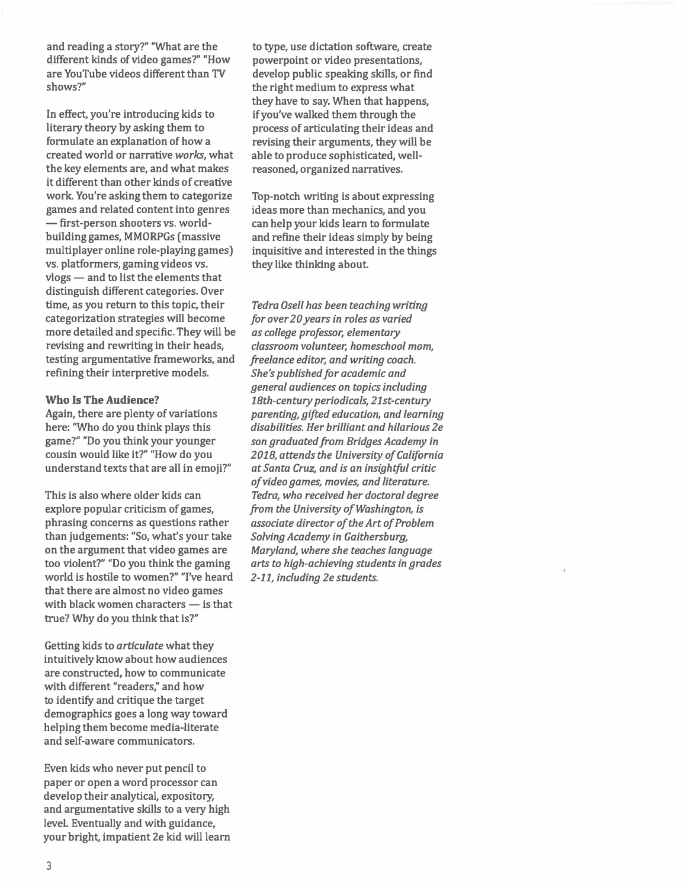and reading a story?" "What are the different kinds of video games?" "How are YouTube videos different than TV shows?"

In effect, you're introducing kids to literary theory by asking them to formulate an explanation of how a created world or narrative *works*, what the key elements are, and what makes it different than other kinds of creative work. You're asking them to categorize games and related content into genres — first-person shooters vs. world-building games, MMORPGs (massive multiplayer online role-playing games) vs. platformers, gaming videos vs. vlogs — and to list the elements that distinguish different categories. Over time, as you return to this topic, their categorization strategies will become more detailed and specific. They will be revising and rewriting in their heads, testing argumentative frameworks, and refining their interpretive models.

**Who Is The Audience?**

Again, there are plenty of variations here: "Who do you think plays this game?" "Do you think your younger cousin would like it?" "How do you understand texts that are all in emoji?"

This is also where older kids can explore popular criticism of games, phrasing concerns as questions rather than judgements: "So, what's your take on the argument that video games are too violent?" "Do you think the gaming world is hostile to women?" "I've heard that there are almost no video games with black women characters — is that true? Why do you think that is?"

Getting kids to *articulate* what they intuitively know about how audiences are constructed, how to communicate with different "readers," and how to identify and critique the target demographics goes a long way toward helping them become media-literate and self-aware communicators.

Even kids who never put pencil to paper or open a word processor can develop their analytical, expository, and argumentative skills to a very high level. Eventually and with guidance, your bright, impatient 2e kid will learn to type, use dictation software, create powerpoint or video presentations, develop public speaking skills, or find the right medium to express what they have to say. When that happens, if you've walked them through the process of articulating their ideas and revising their arguments, they will be able to produce sophisticated, well-reasoned, organized narratives.

Top-notch writing is about expressing ideas more than mechanics, and you can help your kids learn to formulate and refine their ideas simply by being inquisitive and interested in the things they like thinking about.

*Tedra Osell has been teaching writing for over 20 years in roles as varied as college professor, elementary classroom volunteer, homeschool mom, freelance editor, and writing coach. She's published for academic and general audiences on topics including 18th-century periodicals, 21st-century parenting, gifted education, and learning disabilities. Her brilliant and hilarious 2e son graduated from Bridges Academy in 2018, attends the University of California at Santa Cruz, and is an insightful critic of video games, movies, and literature. Tedra, who received her doctoral degree from the University of Washington, is associate director of the Art of Problem Solving Academy in Gaithersburg, Maryland, where she teaches language arts to high-achieving students in grades 2-11, including 2e students.*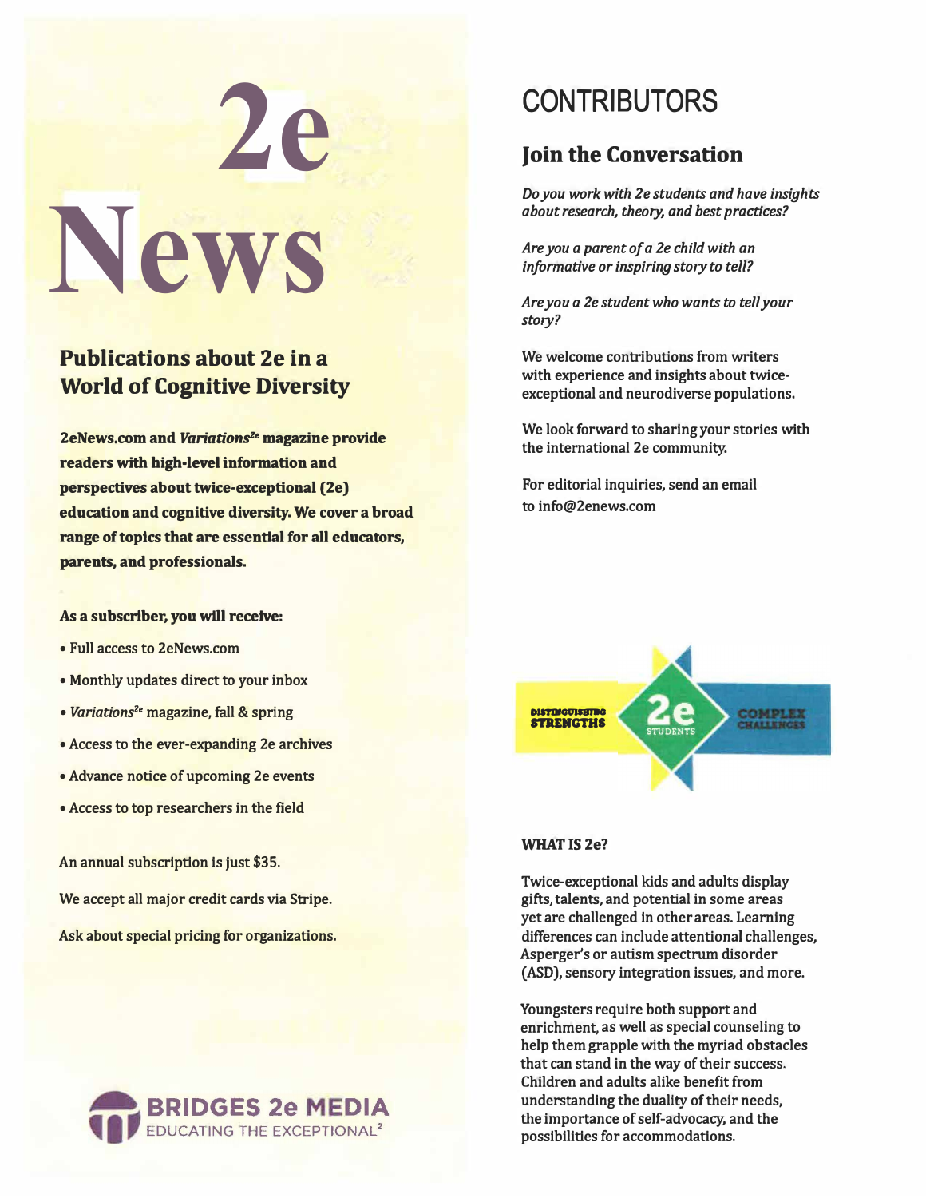# 2e News

## Publications about 2e in a World of Cognitive Diversity

**2eNews.com and *Variations*[2e] magazine provide readers with high-level information and perspectives about twice-exceptional (2e) education and cognitive diversity. We cover a broad range of topics that are essential for all educators, parents, and professionals.**

**As a subscriber, you will receive:**

- Full access to 2eNews.com
- Monthly updates direct to your inbox
- *Variations*[2e] magazine, fall & spring
- Access to the ever-expanding 2e archives
- Advance notice of upcoming 2e events
- Access to top researchers in the field

An annual subscription is just $35.

We accept all major credit cards via Stripe.

Ask about special pricing for organizations.

BRIDGES 2e MEDIA
EDUCATING THE EXCEPTIONAL[2]

# CONTRIBUTORS

## Join the Conversation

*Do you work with 2e students and have insights about research, theory, and best practices?*

*Are you a parent of a 2e child with an informative or inspiring story to tell?*

*Are you a 2e student who wants to tell your story?*

We welcome contributions from writers with experience and insights about twice-exceptional and neurodiverse populations.

We look forward to sharing your stories with the international 2e community.

For editorial inquiries, send an email to info@2enews.com

DISTINGUISHING STRENGTHS
2e STUDENTS
COMPLEX CHALLENGES

**WHAT IS 2e?**

Twice-exceptional kids and adults display gifts, talents, and potential in some areas yet are challenged in other areas. Learning differences can include attentional challenges, Asperger's or autism spectrum disorder (ASD), sensory integration issues, and more.

Youngsters require both support and enrichment, as well as special counseling to help them grapple with the myriad obstacles that can stand in the way of their success. Children and adults alike benefit from understanding the duality of their needs, the importance of self-advocacy, and the possibilities for accommodations.